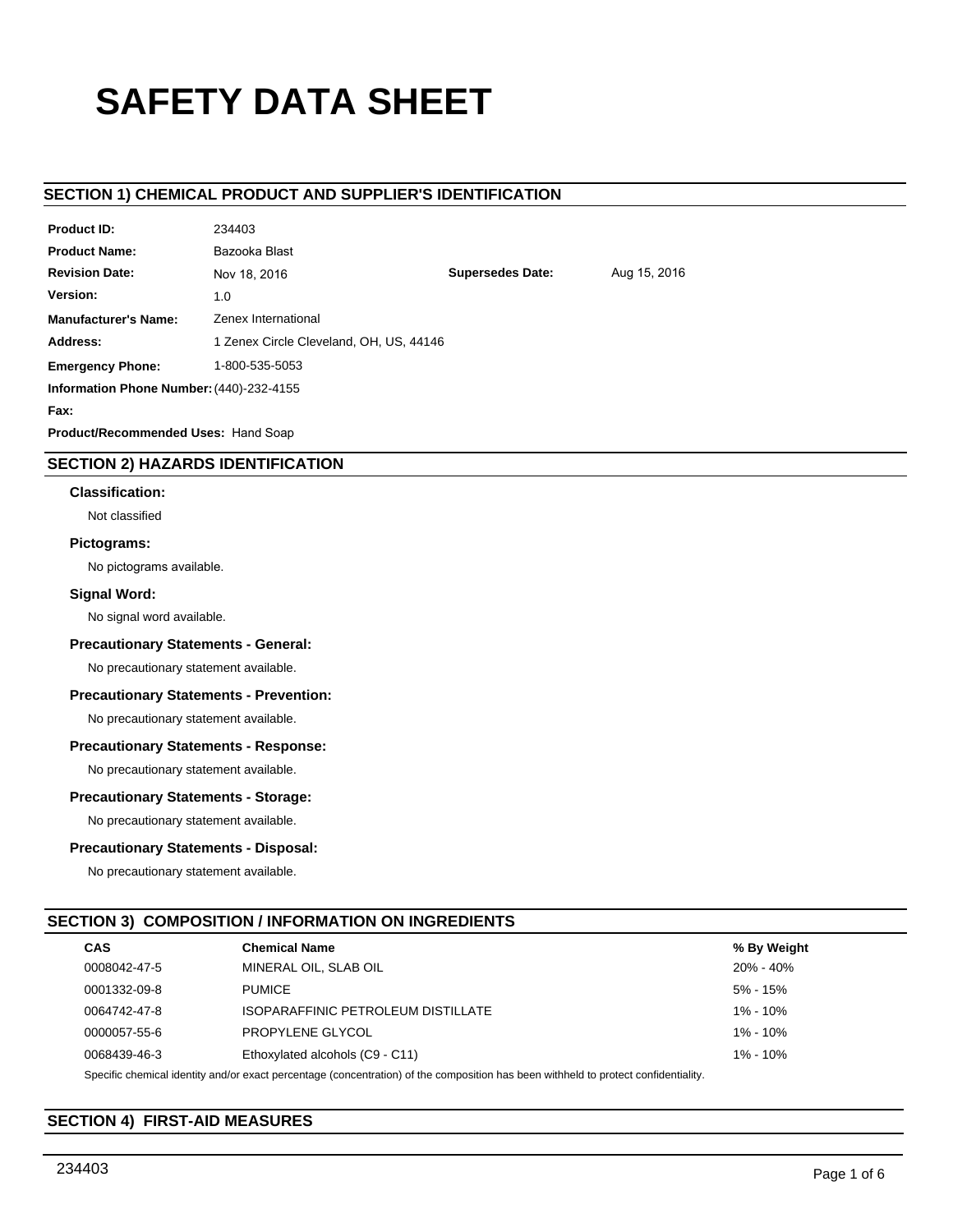# SAFETY DATA SHEET

## SECTION 1) CHEMICAL PRODUCT AND SUPPLIER'S IDENTIFICATION

**Product ID:** 234403

**Product Name:** Bazooka Blast

**Revision Date:** Nov 18, 2016 **Supersedes Date:** Aug 15, 2016

**Version:** 1.0

**Manufacturer's Name:** Zenex International

**Address:** 1 Zenex Circle Cleveland, OH, US, 44146

**Emergency Phone:** 1-800-535-5053

**Information Phone Number:** (440)-232-4155

**Fax:**

**Product/Recommended Uses:** Hand Soap

## SECTION 2) HAZARDS IDENTIFICATION

### Classification:

Not classified

### Pictograms:

No pictograms available.

### Signal Word:

No signal word available.

### Precautionary Statements - General:

No precautionary statement available.

### Precautionary Statements - Prevention:

No precautionary statement available.

### Precautionary Statements - Response:

No precautionary statement available.

### Precautionary Statements - Storage:

No precautionary statement available.

### Precautionary Statements - Disposal:

No precautionary statement available.

## SECTION 3) COMPOSITION / INFORMATION ON INGREDIENTS

| CAS | Chemical Name | % By Weight |
|---|---|---|
| 0008042-47-5 | MINERAL OIL, SLAB OIL | 20% - 40% |
| 0001332-09-8 | PUMICE | 5% - 15% |
| 0064742-47-8 | ISOPARAFFINIC PETROLEUM DISTILLATE | 1% - 10% |
| 0000057-55-6 | PROPYLENE GLYCOL | 1% - 10% |
| 0068439-46-3 | Ethoxylated alcohols (C9 - C11) | 1% - 10% |

Specific chemical identity and/or exact percentage (concentration) of the composition has been withheld to protect confidentiality.

## SECTION 4) FIRST-AID MEASURES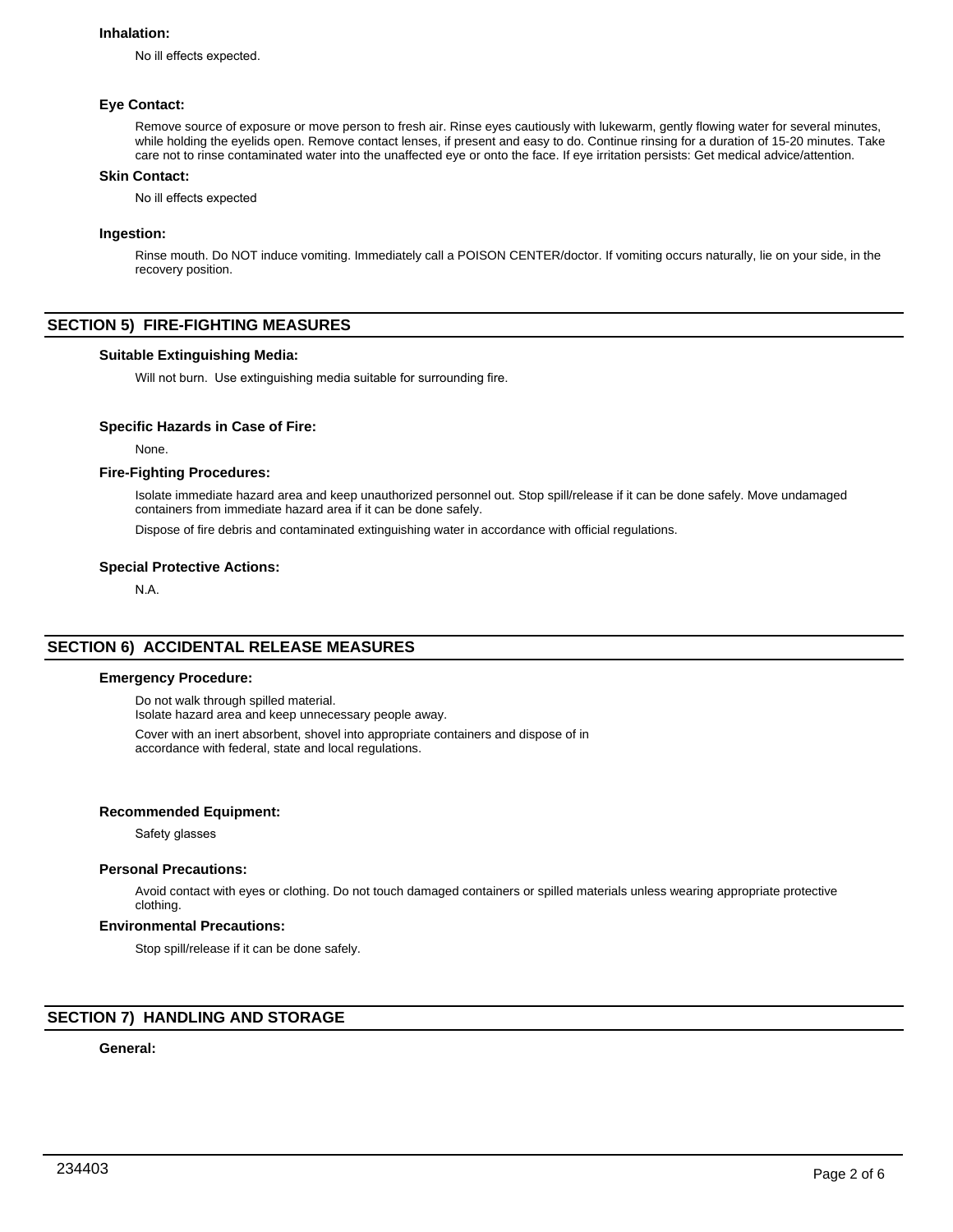**Inhalation:**

No ill effects expected.

**Eye Contact:**

Remove source of exposure or move person to fresh air. Rinse eyes cautiously with lukewarm, gently flowing water for several minutes, while holding the eyelids open. Remove contact lenses, if present and easy to do. Continue rinsing for a duration of 15-20 minutes. Take care not to rinse contaminated water into the unaffected eye or onto the face. If eye irritation persists: Get medical advice/attention.

**Skin Contact:**

No ill effects expected

**Ingestion:**

Rinse mouth. Do NOT induce vomiting. Immediately call a POISON CENTER/doctor. If vomiting occurs naturally, lie on your side, in the recovery position.

## SECTION 5) FIRE-FIGHTING MEASURES

**Suitable Extinguishing Media:**

Will not burn. Use extinguishing media suitable for surrounding fire.

**Specific Hazards in Case of Fire:**

None.

**Fire-Fighting Procedures:**

Isolate immediate hazard area and keep unauthorized personnel out. Stop spill/release if it can be done safely. Move undamaged containers from immediate hazard area if it can be done safely.

Dispose of fire debris and contaminated extinguishing water in accordance with official regulations.

**Special Protective Actions:**

N.A.

## SECTION 6) ACCIDENTAL RELEASE MEASURES

**Emergency Procedure:**

Do not walk through spilled material.
Isolate hazard area and keep unnecessary people away.

Cover with an inert absorbent, shovel into appropriate containers and dispose of in accordance with federal, state and local regulations.

**Recommended Equipment:**

Safety glasses

**Personal Precautions:**

Avoid contact with eyes or clothing. Do not touch damaged containers or spilled materials unless wearing appropriate protective clothing.

**Environmental Precautions:**

Stop spill/release if it can be done safely.

## SECTION 7) HANDLING AND STORAGE

**General:**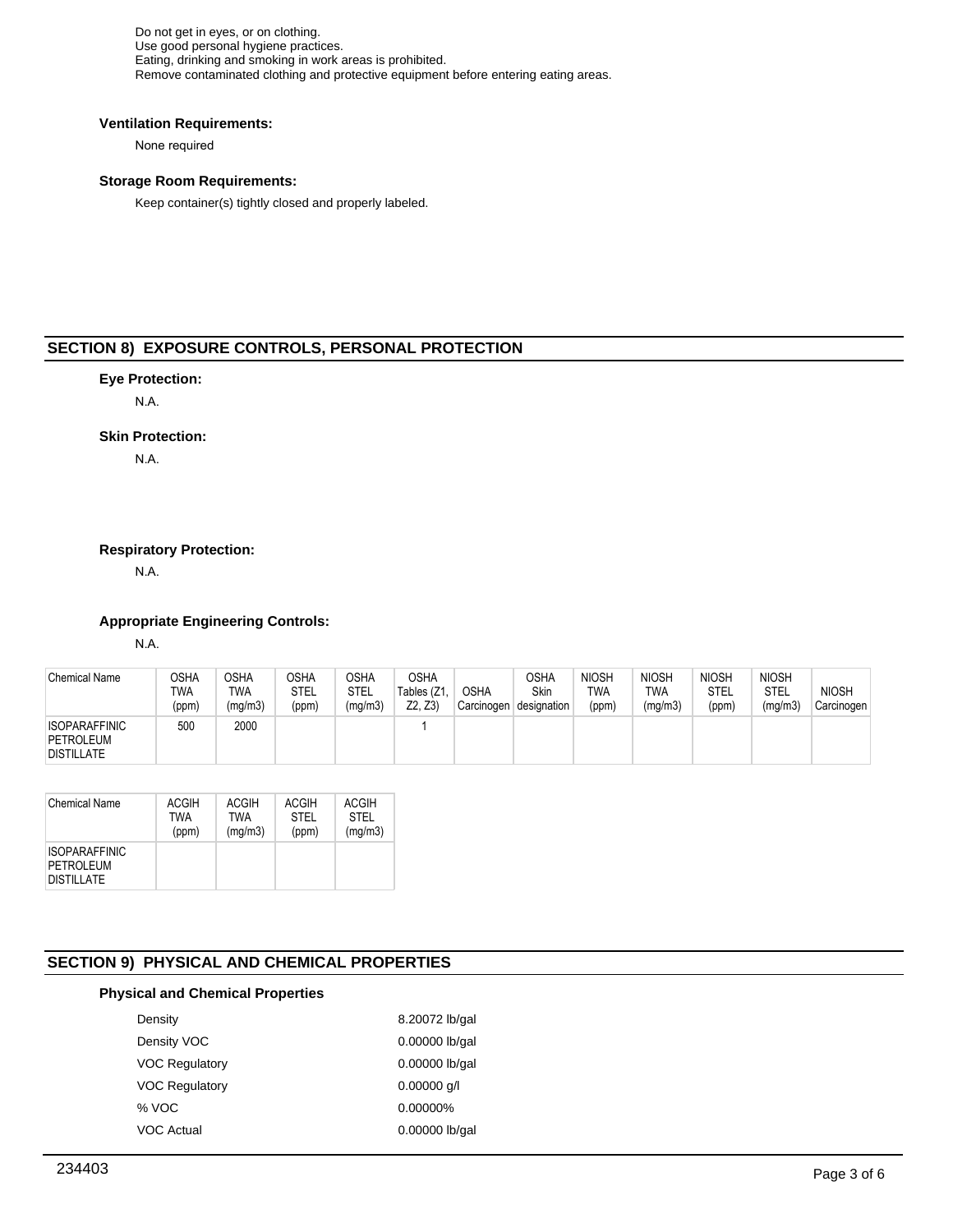Do not get in eyes, or on clothing.
Use good personal hygiene practices.
Eating, drinking and smoking in work areas is prohibited.
Remove contaminated clothing and protective equipment before entering eating areas.

### Ventilation Requirements:

None required

### Storage Room Requirements:

Keep container(s) tightly closed and properly labeled.

## SECTION 8) EXPOSURE CONTROLS, PERSONAL PROTECTION

### Eye Protection:

N.A.

### Skin Protection:

N.A.

### Respiratory Protection:

N.A.

### Appropriate Engineering Controls:

N.A.

| Chemical Name | OSHA TWA (ppm) | OSHA TWA (mg/m3) | OSHA STEL (ppm) | OSHA STEL (mg/m3) | OSHA Tables (Z1, Z2, Z3) | OSHA Carcinogen | OSHA Skin designation | NIOSH TWA (ppm) | NIOSH TWA (mg/m3) | NIOSH STEL (ppm) | NIOSH STEL (mg/m3) | NIOSH Carcinogen |
|---|---|---|---|---|---|---|---|---|---|---|---|---|
| ISOPARAFFINIC PETROLEUM DISTILLATE | 500 | 2000 | | | 1 | | | | | | | |

| Chemical Name | ACGIH TWA (ppm) | ACGIH TWA (mg/m3) | ACGIH STEL (ppm) | ACGIH STEL (mg/m3) |
|---|---|---|---|---|
| ISOPARAFFINIC PETROLEUM DISTILLATE | | | | |

## SECTION 9) PHYSICAL AND CHEMICAL PROPERTIES

### Physical and Chemical Properties

| | |
|---|---|
| Density | 8.20072 lb/gal |
| Density VOC | 0.00000 lb/gal |
| VOC Regulatory | 0.00000 lb/gal |
| VOC Regulatory | 0.00000 g/l |
| % VOC | 0.00000% |
| VOC Actual | 0.00000 lb/gal |

234403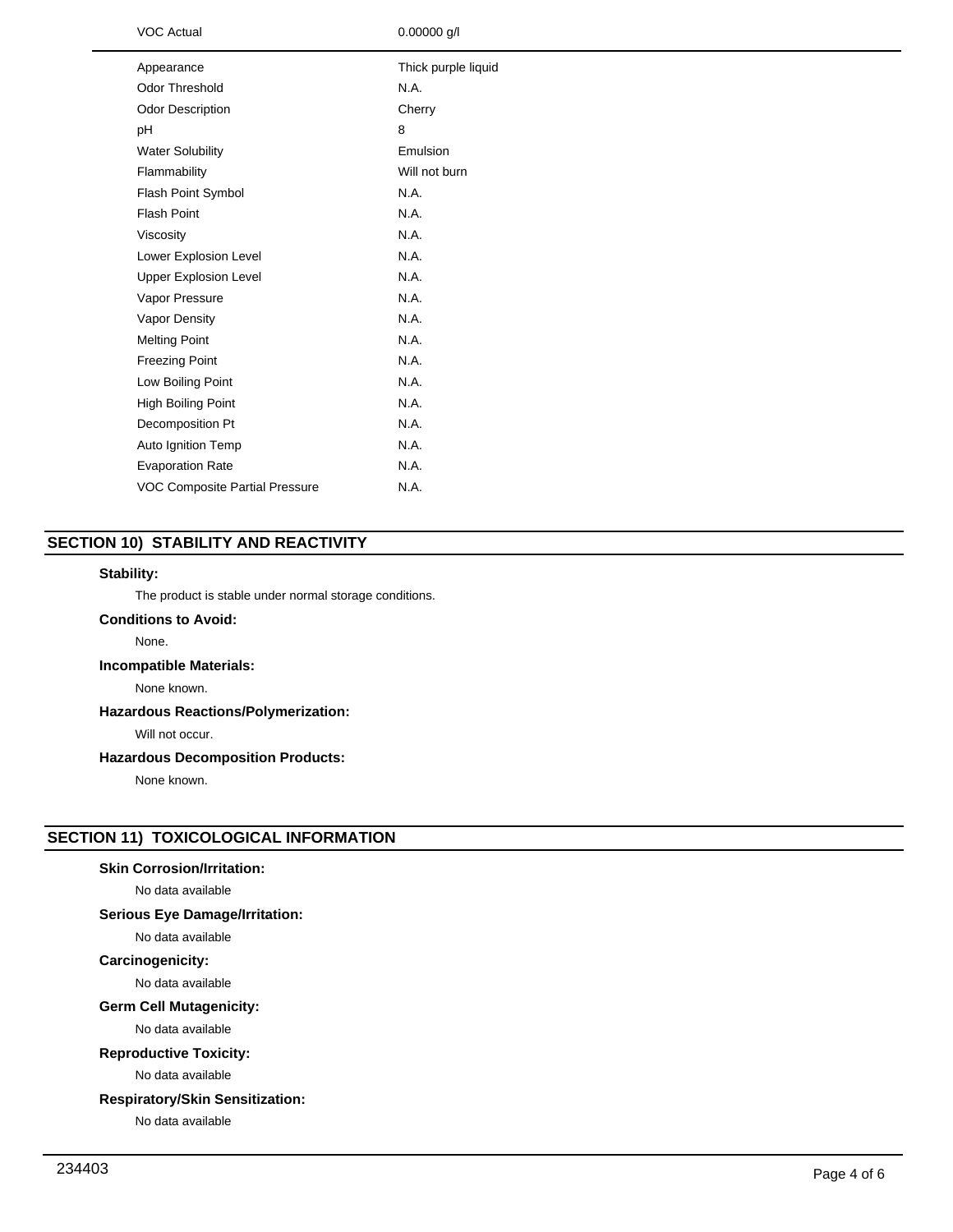| | |
|---|---|
| VOC Actual | 0.00000 g/l |
| Appearance | Thick purple liquid |
| Odor Threshold | N.A. |
| Odor Description | Cherry |
| pH | 8 |
| Water Solubility | Emulsion |
| Flammability | Will not burn |
| Flash Point Symbol | N.A. |
| Flash Point | N.A. |
| Viscosity | N.A. |
| Lower Explosion Level | N.A. |
| Upper Explosion Level | N.A. |
| Vapor Pressure | N.A. |
| Vapor Density | N.A. |
| Melting Point | N.A. |
| Freezing Point | N.A. |
| Low Boiling Point | N.A. |
| High Boiling Point | N.A. |
| Decomposition Pt | N.A. |
| Auto Ignition Temp | N.A. |
| Evaporation Rate | N.A. |
| VOC Composite Partial Pressure | N.A. |

## SECTION 10) STABILITY AND REACTIVITY

**Stability:**

The product is stable under normal storage conditions.

**Conditions to Avoid:**

None.

**Incompatible Materials:**

None known.

**Hazardous Reactions/Polymerization:**

Will not occur.

**Hazardous Decomposition Products:**

None known.

## SECTION 11) TOXICOLOGICAL INFORMATION

**Skin Corrosion/Irritation:**

No data available

**Serious Eye Damage/Irritation:**

No data available

**Carcinogenicity:**

No data available

**Germ Cell Mutagenicity:**

No data available

**Reproductive Toxicity:**

No data available

**Respiratory/Skin Sensitization:**

No data available

234403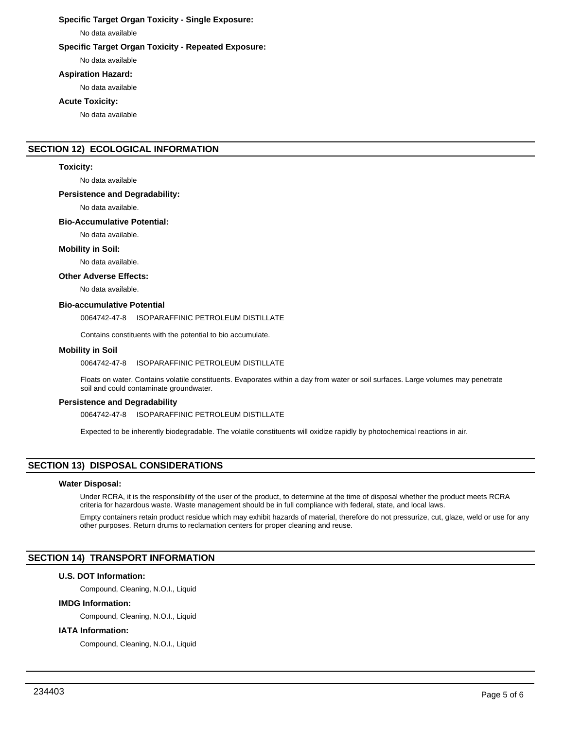### Specific Target Organ Toxicity - Single Exposure:

No data available

### Specific Target Organ Toxicity - Repeated Exposure:

No data available

### Aspiration Hazard:

No data available

### Acute Toxicity:

No data available

## SECTION 12) ECOLOGICAL INFORMATION

### Toxicity:

No data available

### Persistence and Degradability:

No data available.

### Bio-Accumulative Potential:

No data available.

### Mobility in Soil:

No data available.

### Other Adverse Effects:

No data available.

### Bio-accumulative Potential

0064742-47-8 ISOPARAFFINIC PETROLEUM DISTILLATE

Contains constituents with the potential to bio accumulate.

### Mobility in Soil

0064742-47-8 ISOPARAFFINIC PETROLEUM DISTILLATE

Floats on water. Contains volatile constituents. Evaporates within a day from water or soil surfaces. Large volumes may penetrate soil and could contaminate groundwater.

### Persistence and Degradability

0064742-47-8 ISOPARAFFINIC PETROLEUM DISTILLATE

Expected to be inherently biodegradable. The volatile constituents will oxidize rapidly by photochemical reactions in air.

## SECTION 13) DISPOSAL CONSIDERATIONS

### Water Disposal:

Under RCRA, it is the responsibility of the user of the product, to determine at the time of disposal whether the product meets RCRA criteria for hazardous waste. Waste management should be in full compliance with federal, state, and local laws.

Empty containers retain product residue which may exhibit hazards of material, therefore do not pressurize, cut, glaze, weld or use for any other purposes. Return drums to reclamation centers for proper cleaning and reuse.

## SECTION 14) TRANSPORT INFORMATION

### U.S. DOT Information:

Compound, Cleaning, N.O.I., Liquid

### IMDG Information:

Compound, Cleaning, N.O.I., Liquid

### IATA Information:

Compound, Cleaning, N.O.I., Liquid

234403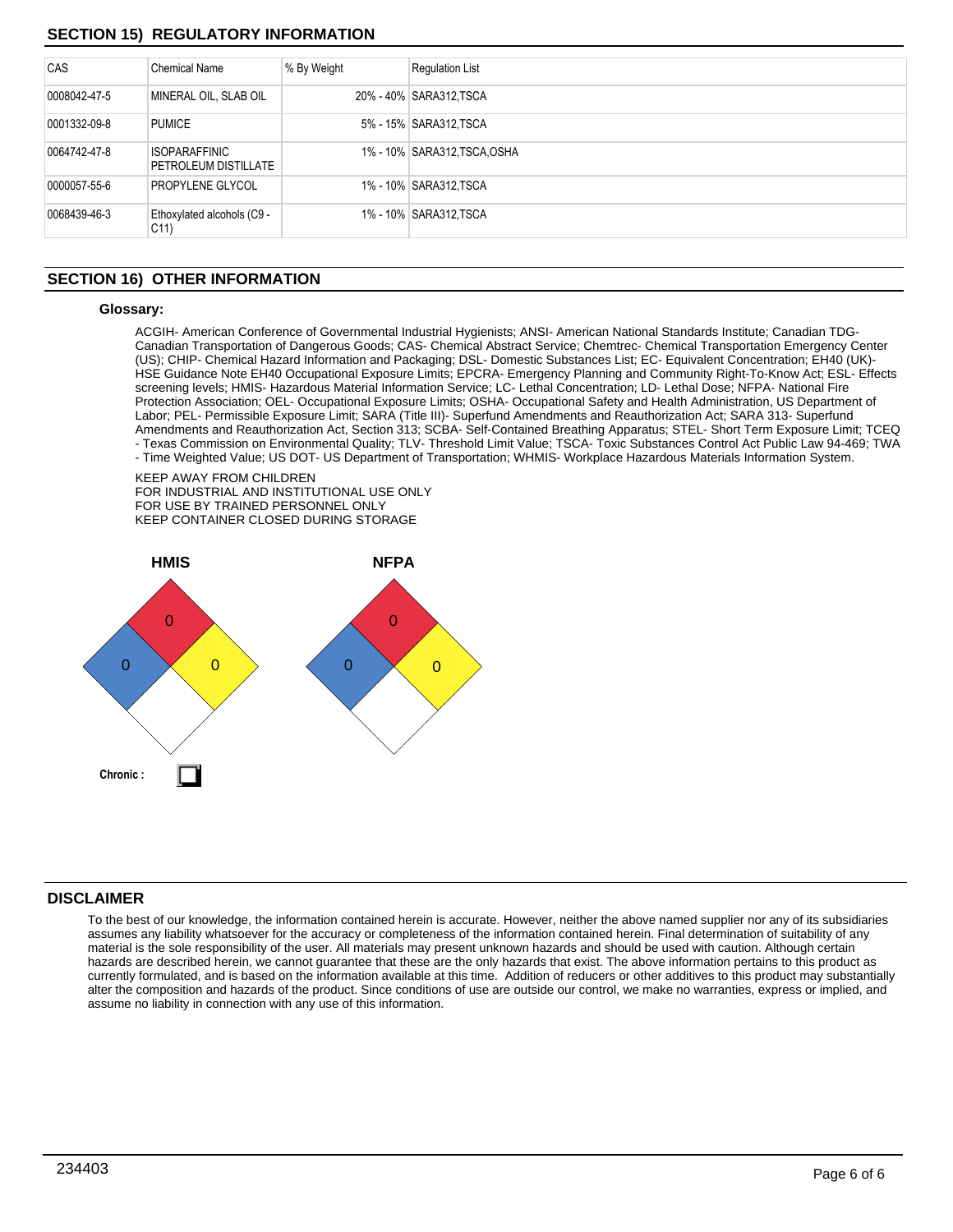## SECTION 15) REGULATORY INFORMATION

| CAS | Chemical Name | % By Weight | Regulation List |
|---|---|---|---|
| 0008042-47-5 | MINERAL OIL, SLAB OIL | 20% - 40% | SARA312,TSCA |
| 0001332-09-8 | PUMICE | 5% - 15% | SARA312,TSCA |
| 0064742-47-8 | ISOPARAFFINIC PETROLEUM DISTILLATE | 1% - 10% | SARA312,TSCA,OSHA |
| 0000057-55-6 | PROPYLENE GLYCOL | 1% - 10% | SARA312,TSCA |
| 0068439-46-3 | Ethoxylated alcohols (C9 - C11) | 1% - 10% | SARA312,TSCA |

## SECTION 16) OTHER INFORMATION

**Glossary:**

ACGIH- American Conference of Governmental Industrial Hygienists; ANSI- American National Standards Institute; Canadian TDG- Canadian Transportation of Dangerous Goods; CAS- Chemical Abstract Service; Chemtrec- Chemical Transportation Emergency Center (US); CHIP- Chemical Hazard Information and Packaging; DSL- Domestic Substances List; EC- Equivalent Concentration; EH40 (UK)- HSE Guidance Note EH40 Occupational Exposure Limits; EPCRA- Emergency Planning and Community Right-To-Know Act; ESL- Effects screening levels; HMIS- Hazardous Material Information Service; LC- Lethal Concentration; LD- Lethal Dose; NFPA- National Fire Protection Association; OEL- Occupational Exposure Limits; OSHA- Occupational Safety and Health Administration, US Department of Labor; PEL- Permissible Exposure Limit; SARA (Title III)- Superfund Amendments and Reauthorization Act; SARA 313- Superfund Amendments and Reauthorization Act, Section 313; SCBA- Self-Contained Breathing Apparatus; STEL- Short Term Exposure Limit; TCEQ - Texas Commission on Environmental Quality; TLV- Threshold Limit Value; TSCA- Toxic Substances Control Act Public Law 94-469; TWA - Time Weighted Value; US DOT- US Department of Transportation; WHMIS- Workplace Hazardous Materials Information System.

KEEP AWAY FROM CHILDREN
FOR INDUSTRIAL AND INSTITUTIONAL USE ONLY
FOR USE BY TRAINED PERSONNEL ONLY
KEEP CONTAINER CLOSED DURING STORAGE

**HMIS**

0
0
0

**NFPA**

0
0
0

**Chronic :** ☐

## DISCLAIMER

To the best of our knowledge, the information contained herein is accurate. However, neither the above named supplier nor any of its subsidiaries assumes any liability whatsoever for the accuracy or completeness of the information contained herein. Final determination of suitability of any material is the sole responsibility of the user. All materials may present unknown hazards and should be used with caution. Although certain hazards are described herein, we cannot guarantee that these are the only hazards that exist. The above information pertains to this product as currently formulated, and is based on the information available at this time. Addition of reducers or other additives to this product may substantially alter the composition and hazards of the product. Since conditions of use are outside our control, we make no warranties, express or implied, and assume no liability in connection with any use of this information.

234403